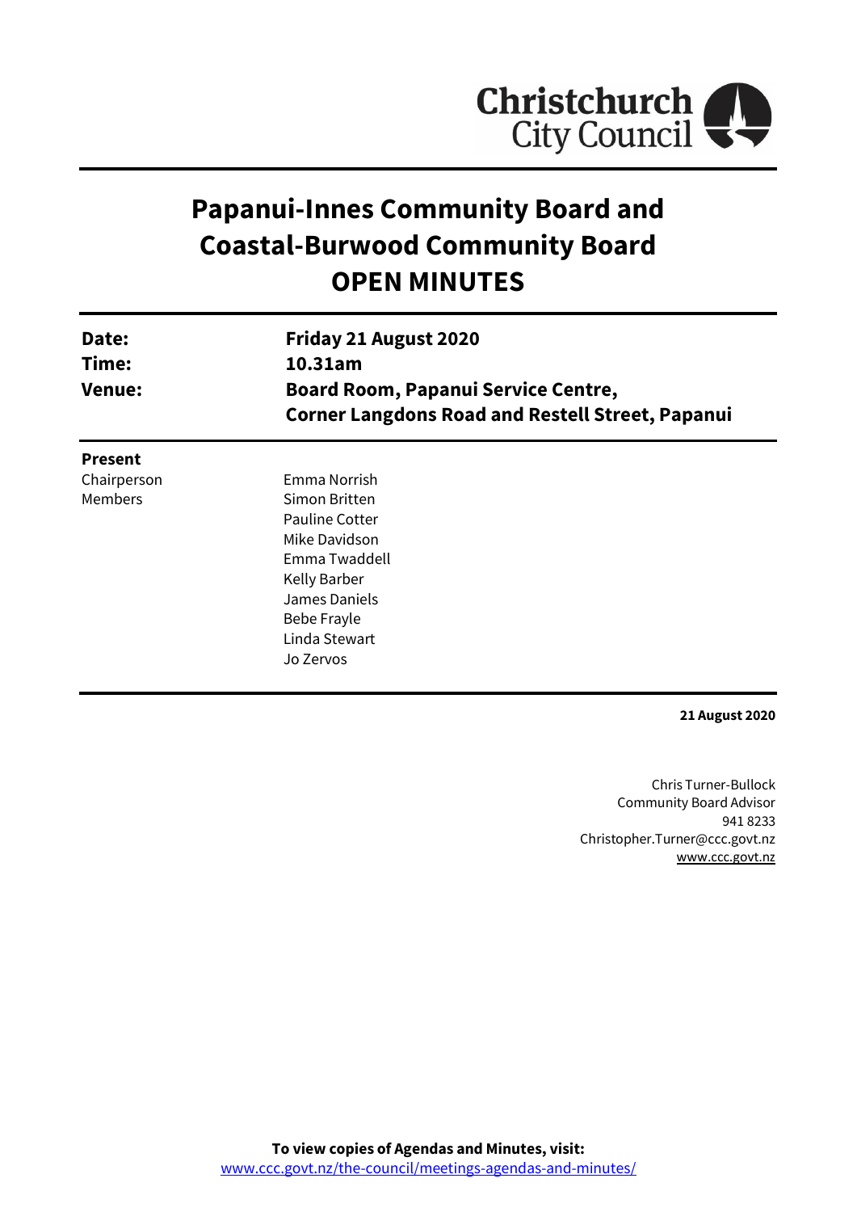Christchurch City Council

# Papanui-Innes Community Board and Coastal-Burwood Community Board OPEN MINUTES

| | |
|---|---|
| **Date:** | **Friday 21 August 2020** |
| **Time:** | **10.31am** |
| **Venue:** | **Board Room, Papanui Service Centre, Corner Langdons Road and Restell Street, Papanui** |

**Present**

| | |
|---|---|
| Chairperson | Emma Norrish |
| Members | Simon Britten |
| | Pauline Cotter |
| | Mike Davidson |
| | Emma Twaddell |
| | Kelly Barber |
| | James Daniels |
| | Bebe Frayle |
| | Linda Stewart |
| | Jo Zervos |

**21 August 2020**

Chris Turner-Bullock
Community Board Advisor
941 8233
Christopher.Turner@ccc.govt.nz
www.ccc.govt.nz

**To view copies of Agendas and Minutes, visit:**
www.ccc.govt.nz/the-council/meetings-agendas-and-minutes/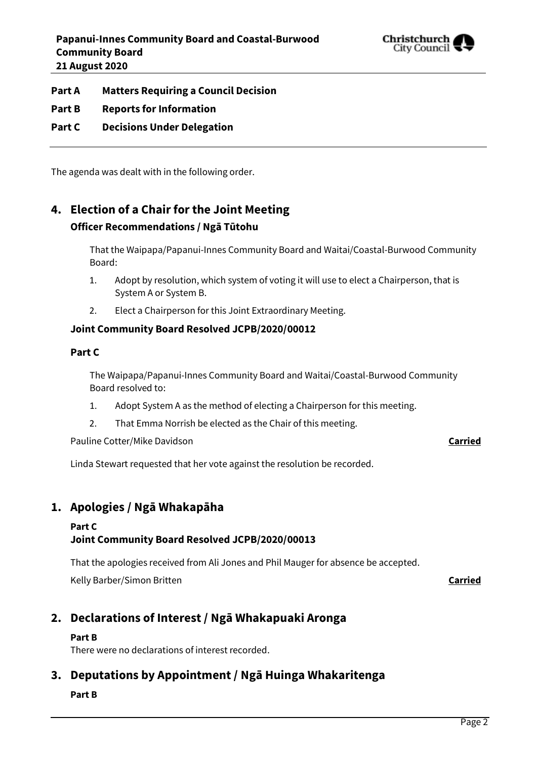**Part A Matters Requiring a Council Decision**

**Part B Reports for Information**

**Part C Decisions Under Delegation**

---

The agenda was dealt with in the following order.

## 4. Election of a Chair for the Joint Meeting

### Officer Recommendations / Ngā Tūtohu

That the Waipapa/Papanui-Innes Community Board and Waitai/Coastal-Burwood Community Board:

1. Adopt by resolution, which system of voting it will use to elect a Chairperson, that is System A or System B.
2. Elect a Chairperson for this Joint Extraordinary Meeting.

### Joint Community Board Resolved JCPB/2020/00012

**Part C**

The Waipapa/Papanui-Innes Community Board and Waitai/Coastal-Burwood Community Board resolved to:

1. Adopt System A as the method of electing a Chairperson for this meeting.
2. That Emma Norrish be elected as the Chair of this meeting.

Pauline Cotter/Mike Davidson **Carried**

Linda Stewart requested that her vote against the resolution be recorded.

## 1. Apologies / Ngā Whakapāha

**Part C**

### Joint Community Board Resolved JCPB/2020/00013

That the apologies received from Ali Jones and Phil Mauger for absence be accepted.

Kelly Barber/Simon Britten **Carried**

## 2. Declarations of Interest / Ngā Whakapuaki Aronga

**Part B**

There were no declarations of interest recorded.

## 3. Deputations by Appointment / Ngā Huinga Whakaritenga

**Part B**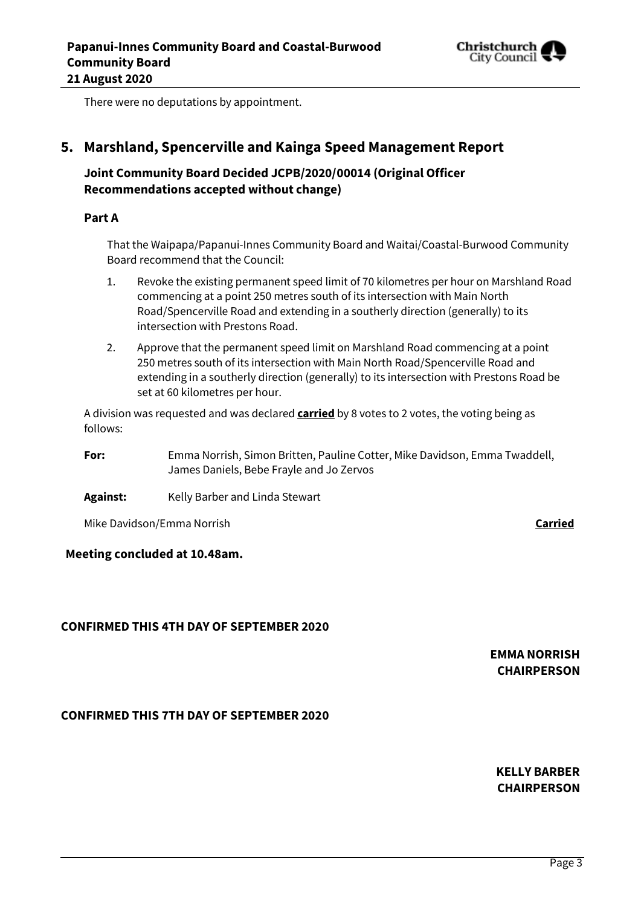There were no deputations by appointment.

## 5. Marshland, Spencerville and Kainga Speed Management Report

### Joint Community Board Decided JCPB/2020/00014 (Original Officer Recommendations accepted without change)

#### Part A

That the Waipapa/Papanui-Innes Community Board and Waitai/Coastal-Burwood Community Board recommend that the Council:

1. Revoke the existing permanent speed limit of 70 kilometres per hour on Marshland Road commencing at a point 250 metres south of its intersection with Main North Road/Spencerville Road and extending in a southerly direction (generally) to its intersection with Prestons Road.
2. Approve that the permanent speed limit on Marshland Road commencing at a point 250 metres south of its intersection with Main North Road/Spencerville Road and extending in a southerly direction (generally) to its intersection with Prestons Road be set at 60 kilometres per hour.

A division was requested and was declared **carried** by 8 votes to 2 votes, the voting being as follows:

**For:** Emma Norrish, Simon Britten, Pauline Cotter, Mike Davidson, Emma Twaddell, James Daniels, Bebe Frayle and Jo Zervos

**Against:** Kelly Barber and Linda Stewart

Mike Davidson/Emma Norrish **Carried**

**Meeting concluded at 10.48am.**

**CONFIRMED THIS 4TH DAY OF SEPTEMBER 2020**

**EMMA NORRISH**
**CHAIRPERSON**

**CONFIRMED THIS 7TH DAY OF SEPTEMBER 2020**

**KELLY BARBER**
**CHAIRPERSON**